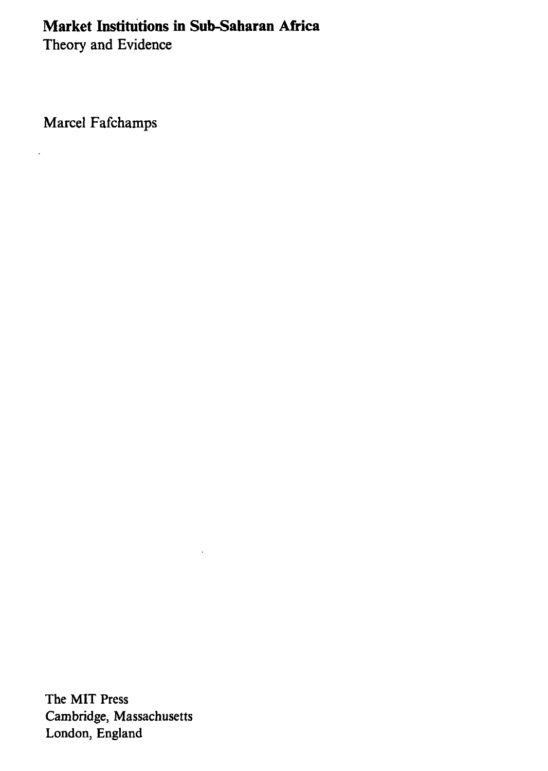# Market Institutions in Sub-Saharan Africa

Theory and Evidence

Marcel Fafchamps

The MIT Press
Cambridge, Massachusetts
London, England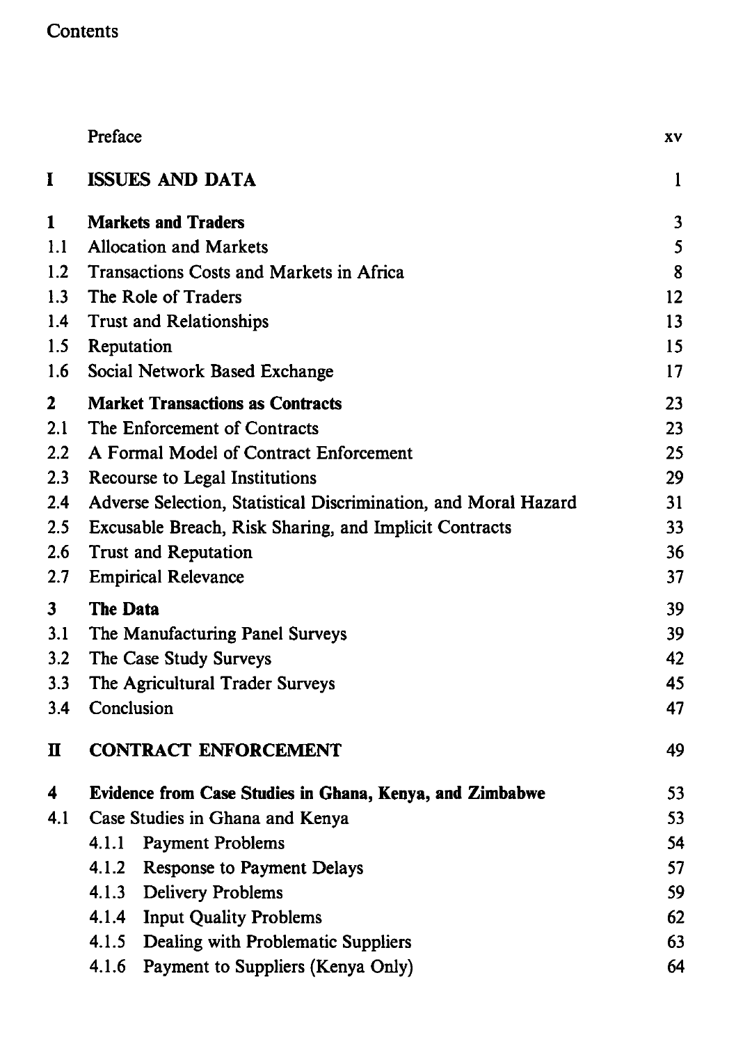# Contents

| | | |
|---|---|---|
| | Preface | xv |
| **I** | **ISSUES AND DATA** | 1 |
| **1** | **Markets and Traders** | 3 |
| 1.1 | Allocation and Markets | 5 |
| 1.2 | Transactions Costs and Markets in Africa | 8 |
| 1.3 | The Role of Traders | 12 |
| 1.4 | Trust and Relationships | 13 |
| 1.5 | Reputation | 15 |
| 1.6 | Social Network Based Exchange | 17 |
| **2** | **Market Transactions as Contracts** | 23 |
| 2.1 | The Enforcement of Contracts | 23 |
| 2.2 | A Formal Model of Contract Enforcement | 25 |
| 2.3 | Recourse to Legal Institutions | 29 |
| 2.4 | Adverse Selection, Statistical Discrimination, and Moral Hazard | 31 |
| 2.5 | Excusable Breach, Risk Sharing, and Implicit Contracts | 33 |
| 2.6 | Trust and Reputation | 36 |
| 2.7 | Empirical Relevance | 37 |
| **3** | **The Data** | 39 |
| 3.1 | The Manufacturing Panel Surveys | 39 |
| 3.2 | The Case Study Surveys | 42 |
| 3.3 | The Agricultural Trader Surveys | 45 |
| 3.4 | Conclusion | 47 |
| **II** | **CONTRACT ENFORCEMENT** | 49 |
| **4** | **Evidence from Case Studies in Ghana, Kenya, and Zimbabwe** | 53 |
| 4.1 | Case Studies in Ghana and Kenya | 53 |
| | 4.1.1 Payment Problems | 54 |
| | 4.1.2 Response to Payment Delays | 57 |
| | 4.1.3 Delivery Problems | 59 |
| | 4.1.4 Input Quality Problems | 62 |
| | 4.1.5 Dealing with Problematic Suppliers | 63 |
| | 4.1.6 Payment to Suppliers (Kenya Only) | 64 |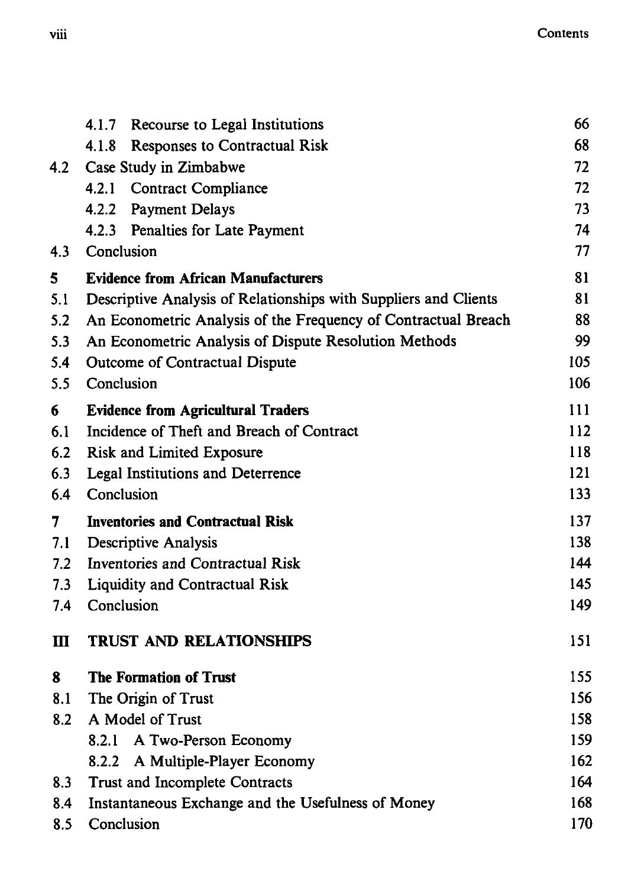| | | |
|---|---|---|
| | 4.1.7 Recourse to Legal Institutions | 66 |
| | 4.1.8 Responses to Contractual Risk | 68 |
| 4.2 | Case Study in Zimbabwe | 72 |
| | 4.2.1 Contract Compliance | 72 |
| | 4.2.2 Payment Delays | 73 |
| | 4.2.3 Penalties for Late Payment | 74 |
| 4.3 | Conclusion | 77 |
| **5** | **Evidence from African Manufacturers** | 81 |
| 5.1 | Descriptive Analysis of Relationships with Suppliers and Clients | 81 |
| 5.2 | An Econometric Analysis of the Frequency of Contractual Breach | 88 |
| 5.3 | An Econometric Analysis of Dispute Resolution Methods | 99 |
| 5.4 | Outcome of Contractual Dispute | 105 |
| 5.5 | Conclusion | 106 |
| **6** | **Evidence from Agricultural Traders** | 111 |
| 6.1 | Incidence of Theft and Breach of Contract | 112 |
| 6.2 | Risk and Limited Exposure | 118 |
| 6.3 | Legal Institutions and Deterrence | 121 |
| 6.4 | Conclusion | 133 |
| **7** | **Inventories and Contractual Risk** | 137 |
| 7.1 | Descriptive Analysis | 138 |
| 7.2 | Inventories and Contractual Risk | 144 |
| 7.3 | Liquidity and Contractual Risk | 145 |
| 7.4 | Conclusion | 149 |
| **III** | **TRUST AND RELATIONSHIPS** | 151 |
| **8** | **The Formation of Trust** | 155 |
| 8.1 | The Origin of Trust | 156 |
| 8.2 | A Model of Trust | 158 |
| | 8.2.1 A Two-Person Economy | 159 |
| | 8.2.2 A Multiple-Player Economy | 162 |
| 8.3 | Trust and Incomplete Contracts | 164 |
| 8.4 | Instantaneous Exchange and the Usefulness of Money | 168 |
| 8.5 | Conclusion | 170 |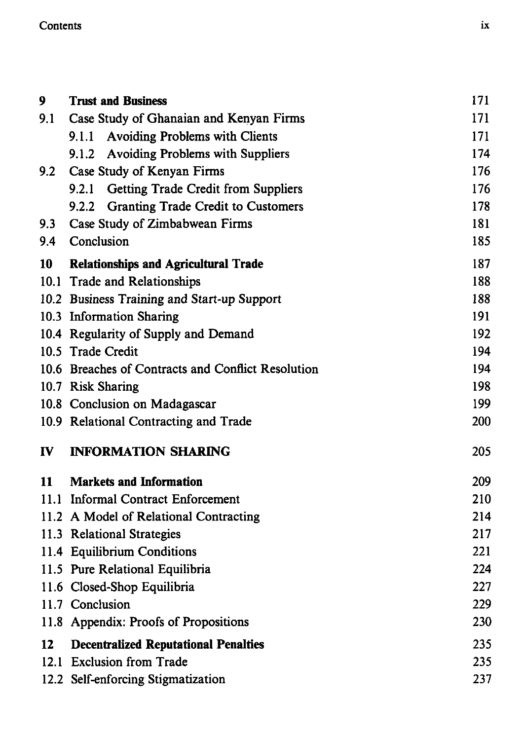| | | |
|---|---|---|
| **9** | **Trust and Business** | 171 |
| 9.1 | Case Study of Ghanaian and Kenyan Firms | 171 |
| | 9.1.1 Avoiding Problems with Clients | 171 |
| | 9.1.2 Avoiding Problems with Suppliers | 174 |
| 9.2 | Case Study of Kenyan Firms | 176 |
| | 9.2.1 Getting Trade Credit from Suppliers | 176 |
| | 9.2.2 Granting Trade Credit to Customers | 178 |
| 9.3 | Case Study of Zimbabwean Firms | 181 |
| 9.4 | Conclusion | 185 |
| **10** | **Relationships and Agricultural Trade** | 187 |
| 10.1 | Trade and Relationships | 188 |
| 10.2 | Business Training and Start-up Support | 188 |
| 10.3 | Information Sharing | 191 |
| 10.4 | Regularity of Supply and Demand | 192 |
| 10.5 | Trade Credit | 194 |
| 10.6 | Breaches of Contracts and Conflict Resolution | 194 |
| 10.7 | Risk Sharing | 198 |
| 10.8 | Conclusion on Madagascar | 199 |
| 10.9 | Relational Contracting and Trade | 200 |
| **IV** | **INFORMATION SHARING** | 205 |
| **11** | **Markets and Information** | 209 |
| 11.1 | Informal Contract Enforcement | 210 |
| 11.2 | A Model of Relational Contracting | 214 |
| 11.3 | Relational Strategies | 217 |
| 11.4 | Equilibrium Conditions | 221 |
| 11.5 | Pure Relational Equilibria | 224 |
| 11.6 | Closed-Shop Equilibria | 227 |
| 11.7 | Conclusion | 229 |
| 11.8 | Appendix: Proofs of Propositions | 230 |
| **12** | **Decentralized Reputational Penalties** | 235 |
| 12.1 | Exclusion from Trade | 235 |
| 12.2 | Self-enforcing Stigmatization | 237 |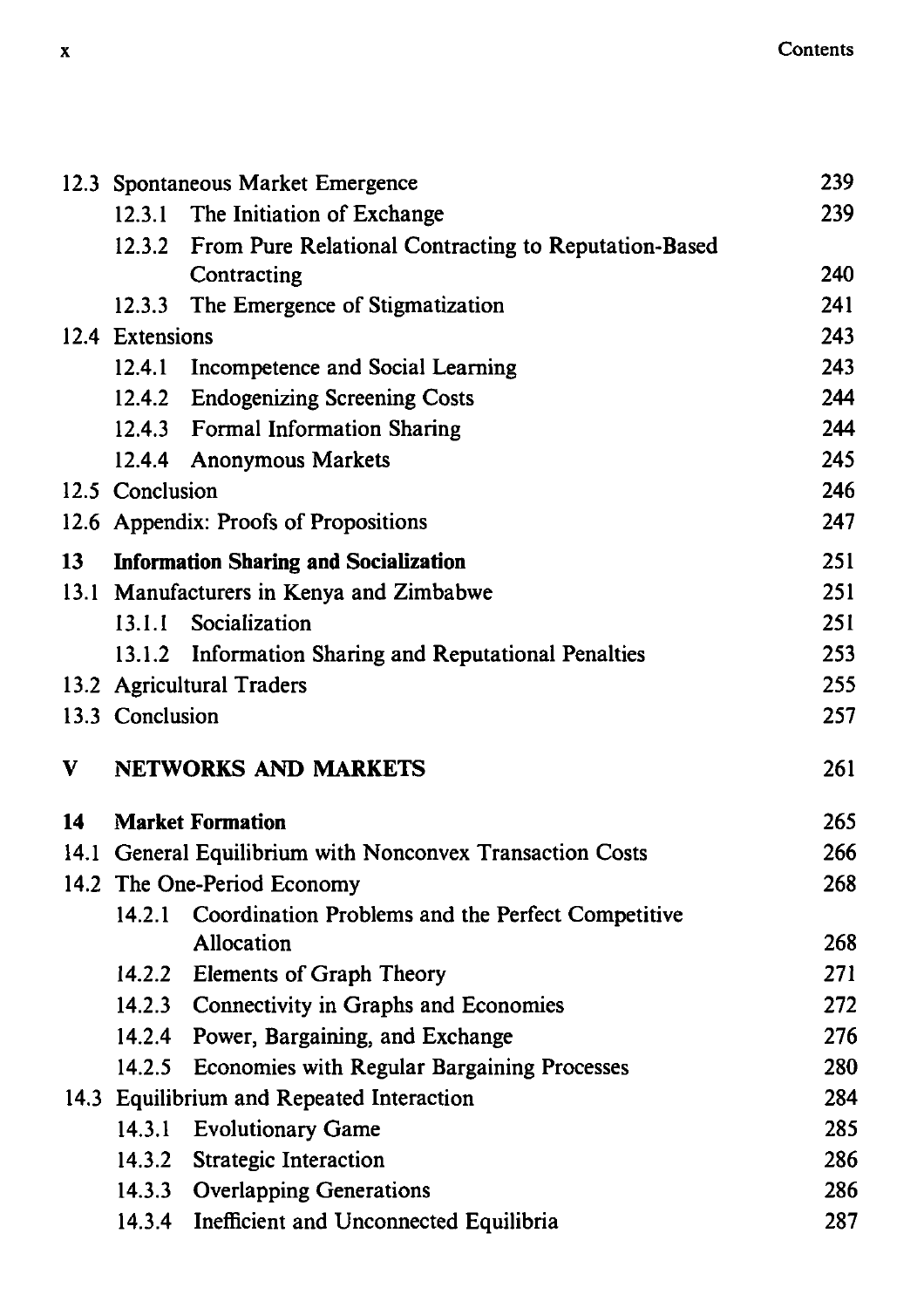| | | |
|---|---|---|
| 12.3 | Spontaneous Market Emergence | 239 |
| | 12.3.1 The Initiation of Exchange | 239 |
| | 12.3.2 From Pure Relational Contracting to Reputation-Based Contracting | 240 |
| | 12.3.3 The Emergence of Stigmatization | 241 |
| 12.4 | Extensions | 243 |
| | 12.4.1 Incompetence and Social Learning | 243 |
| | 12.4.2 Endogenizing Screening Costs | 244 |
| | 12.4.3 Formal Information Sharing | 244 |
| | 12.4.4 Anonymous Markets | 245 |
| 12.5 | Conclusion | 246 |
| 12.6 | Appendix: Proofs of Propositions | 247 |
| **13** | **Information Sharing and Socialization** | 251 |
| 13.1 | Manufacturers in Kenya and Zimbabwe | 251 |
| | 13.1.1 Socialization | 251 |
| | 13.1.2 Information Sharing and Reputational Penalties | 253 |
| 13.2 | Agricultural Traders | 255 |
| 13.3 | Conclusion | 257 |
| **V** | **NETWORKS AND MARKETS** | 261 |
| **14** | **Market Formation** | 265 |
| 14.1 | General Equilibrium with Nonconvex Transaction Costs | 266 |
| 14.2 | The One-Period Economy | 268 |
| | 14.2.1 Coordination Problems and the Perfect Competitive Allocation | 268 |
| | 14.2.2 Elements of Graph Theory | 271 |
| | 14.2.3 Connectivity in Graphs and Economies | 272 |
| | 14.2.4 Power, Bargaining, and Exchange | 276 |
| | 14.2.5 Economies with Regular Bargaining Processes | 280 |
| 14.3 | Equilibrium and Repeated Interaction | 284 |
| | 14.3.1 Evolutionary Game | 285 |
| | 14.3.2 Strategic Interaction | 286 |
| | 14.3.3 Overlapping Generations | 286 |
| | 14.3.4 Inefficient and Unconnected Equilibria | 287 |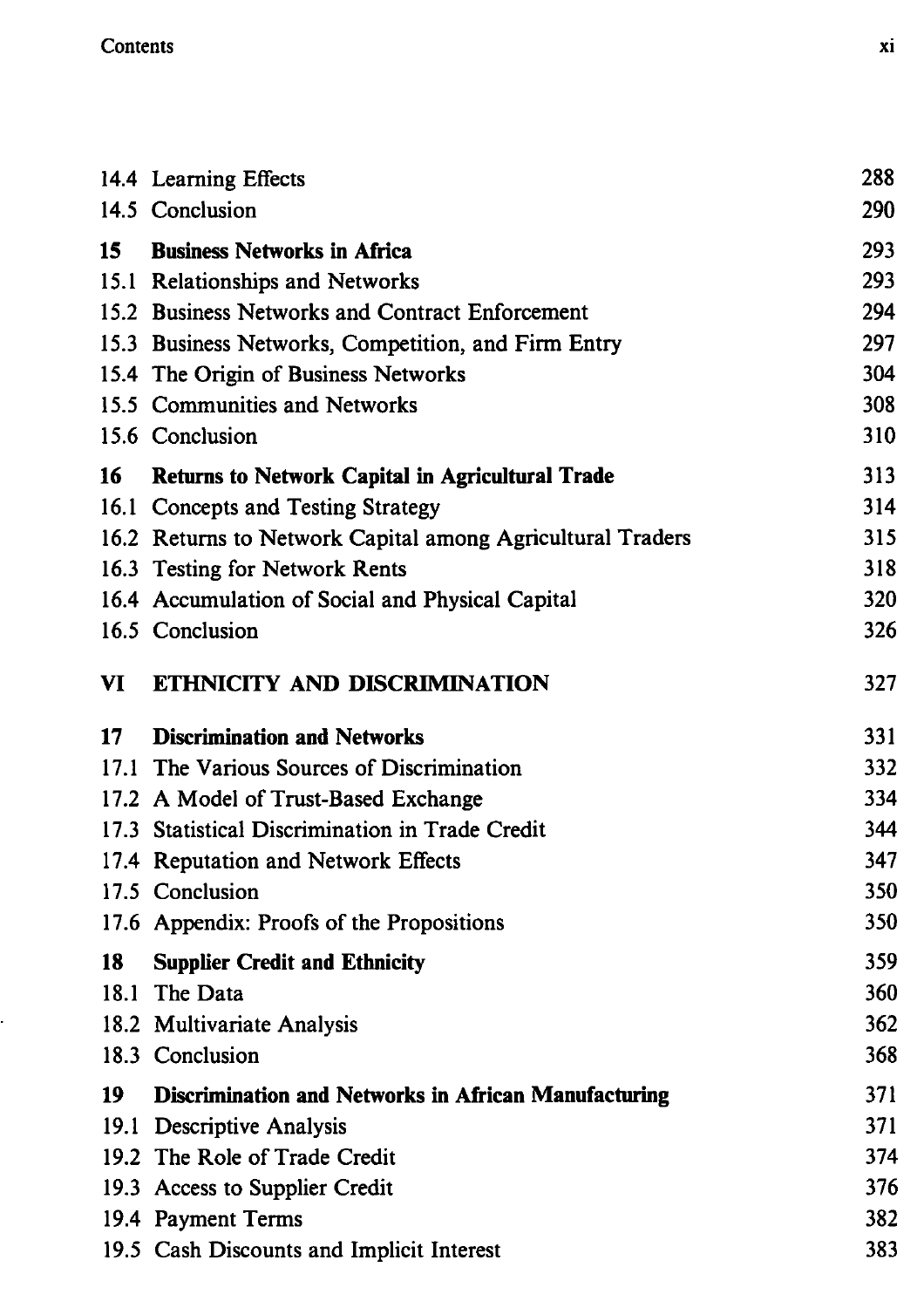| | |
|---|---|
| 14.4 Learning Effects | 288 |
| 14.5 Conclusion | 290 |
| **15 Business Networks in Africa** | 293 |
| 15.1 Relationships and Networks | 293 |
| 15.2 Business Networks and Contract Enforcement | 294 |
| 15.3 Business Networks, Competition, and Firm Entry | 297 |
| 15.4 The Origin of Business Networks | 304 |
| 15.5 Communities and Networks | 308 |
| 15.6 Conclusion | 310 |
| **16 Returns to Network Capital in Agricultural Trade** | 313 |
| 16.1 Concepts and Testing Strategy | 314 |
| 16.2 Returns to Network Capital among Agricultural Traders | 315 |
| 16.3 Testing for Network Rents | 318 |
| 16.4 Accumulation of Social and Physical Capital | 320 |
| 16.5 Conclusion | 326 |
| **VI ETHNICITY AND DISCRIMINATION** | 327 |
| **17 Discrimination and Networks** | 331 |
| 17.1 The Various Sources of Discrimination | 332 |
| 17.2 A Model of Trust-Based Exchange | 334 |
| 17.3 Statistical Discrimination in Trade Credit | 344 |
| 17.4 Reputation and Network Effects | 347 |
| 17.5 Conclusion | 350 |
| 17.6 Appendix: Proofs of the Propositions | 350 |
| **18 Supplier Credit and Ethnicity** | 359 |
| 18.1 The Data | 360 |
| 18.2 Multivariate Analysis | 362 |
| 18.3 Conclusion | 368 |
| **19 Discrimination and Networks in African Manufacturing** | 371 |
| 19.1 Descriptive Analysis | 371 |
| 19.2 The Role of Trade Credit | 374 |
| 19.3 Access to Supplier Credit | 376 |
| 19.4 Payment Terms | 382 |
| 19.5 Cash Discounts and Implicit Interest | 383 |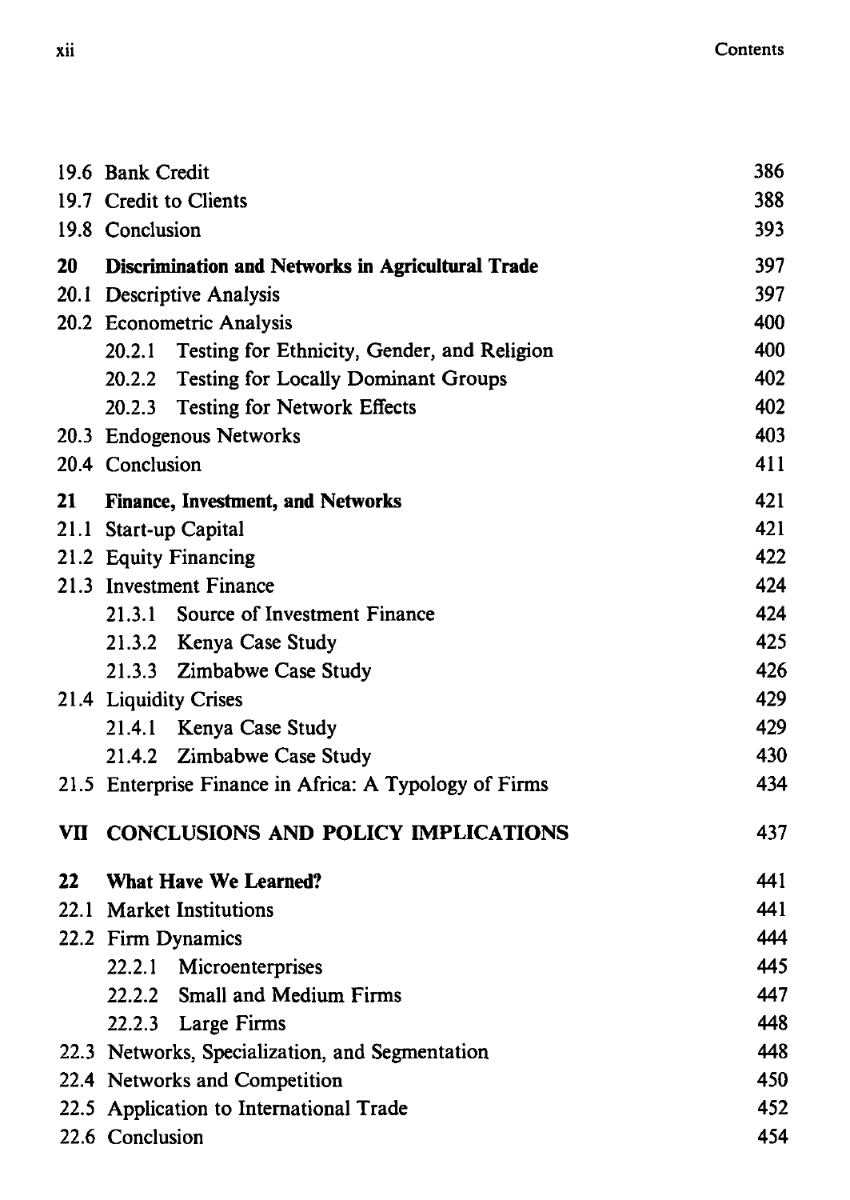| | |
|---|---|
| 19.6 Bank Credit | 386 |
| 19.7 Credit to Clients | 388 |
| 19.8 Conclusion | 393 |
| **20 Discrimination and Networks in Agricultural Trade** | 397 |
| 20.1 Descriptive Analysis | 397 |
| 20.2 Econometric Analysis | 400 |
| 20.2.1 Testing for Ethnicity, Gender, and Religion | 400 |
| 20.2.2 Testing for Locally Dominant Groups | 402 |
| 20.2.3 Testing for Network Effects | 402 |
| 20.3 Endogenous Networks | 403 |
| 20.4 Conclusion | 411 |
| **21 Finance, Investment, and Networks** | 421 |
| 21.1 Start-up Capital | 421 |
| 21.2 Equity Financing | 422 |
| 21.3 Investment Finance | 424 |
| 21.3.1 Source of Investment Finance | 424 |
| 21.3.2 Kenya Case Study | 425 |
| 21.3.3 Zimbabwe Case Study | 426 |
| 21.4 Liquidity Crises | 429 |
| 21.4.1 Kenya Case Study | 429 |
| 21.4.2 Zimbabwe Case Study | 430 |
| 21.5 Enterprise Finance in Africa: A Typology of Firms | 434 |
| **VII CONCLUSIONS AND POLICY IMPLICATIONS** | 437 |
| **22 What Have We Learned?** | 441 |
| 22.1 Market Institutions | 441 |
| 22.2 Firm Dynamics | 444 |
| 22.2.1 Microenterprises | 445 |
| 22.2.2 Small and Medium Firms | 447 |
| 22.2.3 Large Firms | 448 |
| 22.3 Networks, Specialization, and Segmentation | 448 |
| 22.4 Networks and Competition | 450 |
| 22.5 Application to International Trade | 452 |
| 22.6 Conclusion | 454 |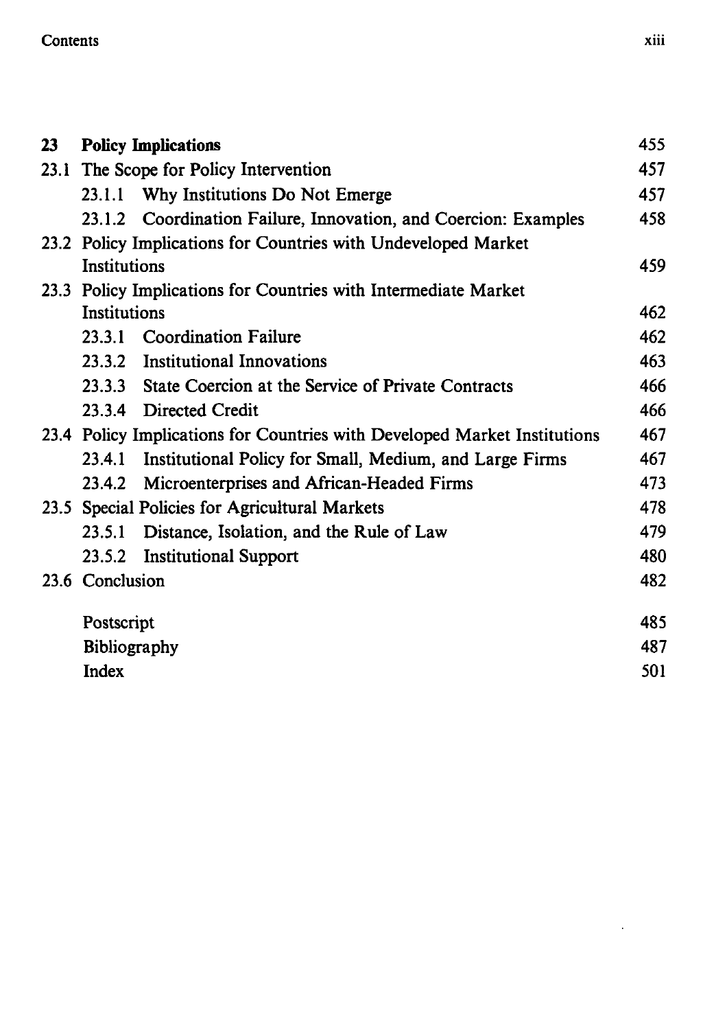| | | |
|---|---|---|
| **23** | **Policy Implications** | 455 |
| 23.1 | The Scope for Policy Intervention | 457 |
| | 23.1.1 Why Institutions Do Not Emerge | 457 |
| | 23.1.2 Coordination Failure, Innovation, and Coercion: Examples | 458 |
| 23.2 | Policy Implications for Countries with Undeveloped Market Institutions | 459 |
| 23.3 | Policy Implications for Countries with Intermediate Market Institutions | 462 |
| | 23.3.1 Coordination Failure | 462 |
| | 23.3.2 Institutional Innovations | 463 |
| | 23.3.3 State Coercion at the Service of Private Contracts | 466 |
| | 23.3.4 Directed Credit | 466 |
| 23.4 | Policy Implications for Countries with Developed Market Institutions | 467 |
| | 23.4.1 Institutional Policy for Small, Medium, and Large Firms | 467 |
| | 23.4.2 Microenterprises and African-Headed Firms | 473 |
| 23.5 | Special Policies for Agricultural Markets | 478 |
| | 23.5.1 Distance, Isolation, and the Rule of Law | 479 |
| | 23.5.2 Institutional Support | 480 |
| 23.6 | Conclusion | 482 |
| | Postscript | 485 |
| | Bibliography | 487 |
| | Index | 501 |